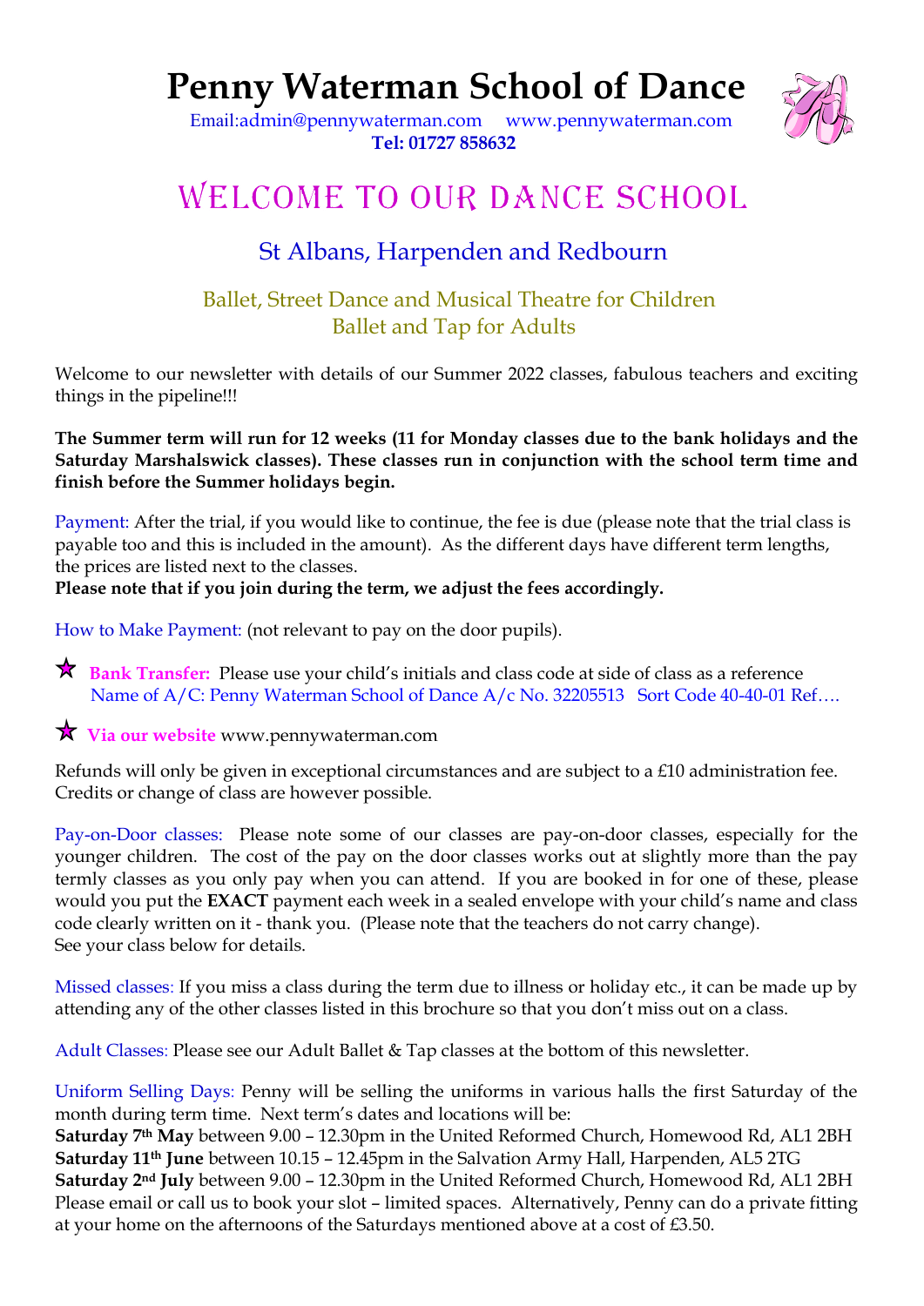# Penny Waterman School of Dance

Email:admin@pennywaterman.com www.pennywaterman.com
**Tel: 01727 858632**

## Welcome to our Dance School

### St Albans, Harpenden and Redbourn

Ballet, Street Dance and Musical Theatre for Children
Ballet and Tap for Adults

Welcome to our newsletter with details of our Summer 2022 classes, fabulous teachers and exciting things in the pipeline!!!

**The Summer term will run for 12 weeks (11 for Monday classes due to the bank holidays and the Saturday Marshalswick classes). These classes run in conjunction with the school term time and finish before the Summer holidays begin.**

Payment: After the trial, if you would like to continue, the fee is due (please note that the trial class is payable too and this is included in the amount). As the different days have different term lengths, the prices are listed next to the classes.
**Please note that if you join during the term, we adjust the fees accordingly.**

How to Make Payment: (not relevant to pay on the door pupils).

★ **Bank Transfer:** Please use your child's initials and class code at side of class as a reference
Name of A/C: Penny Waterman School of Dance A/c No. 32205513 Sort Code 40-40-01 Ref….

★ **Via our website** www.pennywaterman.com

Refunds will only be given in exceptional circumstances and are subject to a £10 administration fee. Credits or change of class are however possible.

Pay-on-Door classes: Please note some of our classes are pay-on-door classes, especially for the younger children. The cost of the pay on the door classes works out at slightly more than the pay termly classes as you only pay when you can attend. If you are booked in for one of these, please would you put the **EXACT** payment each week in a sealed envelope with your child's name and class code clearly written on it - thank you. (Please note that the teachers do not carry change).
See your class below for details.

Missed classes: If you miss a class during the term due to illness or holiday etc., it can be made up by attending any of the other classes listed in this brochure so that you don't miss out on a class.

Adult Classes: Please see our Adult Ballet & Tap classes at the bottom of this newsletter.

Uniform Selling Days: Penny will be selling the uniforms in various halls the first Saturday of the month during term time. Next term's dates and locations will be:
**Saturday 7th May** between 9.00 – 12.30pm in the United Reformed Church, Homewood Rd, AL1 2BH
**Saturday 11th June** between 10.15 – 12.45pm in the Salvation Army Hall, Harpenden, AL5 2TG
**Saturday 2nd July** between 9.00 – 12.30pm in the United Reformed Church, Homewood Rd, AL1 2BH
Please email or call us to book your slot – limited spaces. Alternatively, Penny can do a private fitting at your home on the afternoons of the Saturdays mentioned above at a cost of £3.50.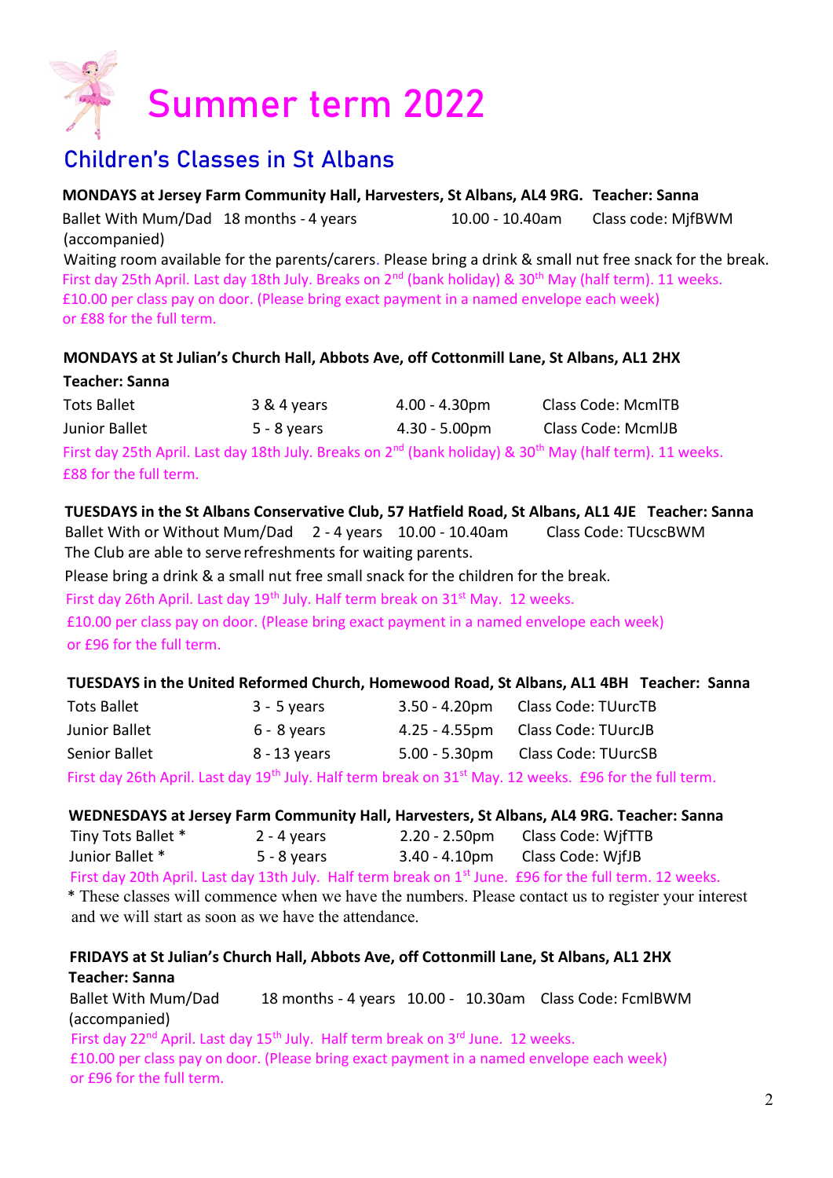# Summer term 2022

## Children's Classes in St Albans

**MONDAYS at Jersey Farm Community Hall, Harvesters, St Albans, AL4 9RG. Teacher: Sanna**

| | | | |
|---|---|---|---|
| Ballet With Mum/Dad (accompanied) | 18 months - 4 years | 10.00 - 10.40am | Class code: MjfBWM |

Waiting room available for the parents/carers. Please bring a drink & small nut free snack for the break.

First day 25th April. Last day 18th July. Breaks on 2nd (bank holiday) & 30th May (half term). 11 weeks.
£10.00 per class pay on door. (Please bring exact payment in a named envelope each week)
or £88 for the full term.

**MONDAYS at St Julian's Church Hall, Abbots Ave, off Cottonmill Lane, St Albans, AL1 2HX**
**Teacher: Sanna**

| | | | |
|---|---|---|---|
| Tots Ballet | 3 & 4 years | 4.00 - 4.30pm | Class Code: McmlTB |
| Junior Ballet | 5 - 8 years | 4.30 - 5.00pm | Class Code: McmlJB |

First day 25th April. Last day 18th July. Breaks on 2nd (bank holiday) & 30th May (half term). 11 weeks.
£88 for the full term.

**TUESDAYS in the St Albans Conservative Club, 57 Hatfield Road, St Albans, AL1 4JE Teacher: Sanna**

| | | | |
|---|---|---|---|
| Ballet With or Without Mum/Dad | 2 - 4 years | 10.00 - 10.40am | Class Code: TUcscBWM |

The Club are able to serve refreshments for waiting parents.

Please bring a drink & a small nut free small snack for the children for the break.

First day 26th April. Last day 19th July. Half term break on 31st May. 12 weeks.
£10.00 per class pay on door. (Please bring exact payment in a named envelope each week)
or £96 for the full term.

**TUESDAYS in the United Reformed Church, Homewood Road, St Albans, AL1 4BH Teacher: Sanna**

| | | | |
|---|---|---|---|
| Tots Ballet | 3 - 5 years | 3.50 - 4.20pm | Class Code: TUurcTB |
| Junior Ballet | 6 - 8 years | 4.25 - 4.55pm | Class Code: TUurcJB |
| Senior Ballet | 8 - 13 years | 5.00 - 5.30pm | Class Code: TUurcSB |

First day 26th April. Last day 19th July. Half term break on 31st May. 12 weeks. £96 for the full term.

**WEDNESDAYS at Jersey Farm Community Hall, Harvesters, St Albans, AL4 9RG. Teacher: Sanna**

| | | | |
|---|---|---|---|
| Tiny Tots Ballet * | 2 - 4 years | 2.20 - 2.50pm | Class Code: WjfTTB |
| Junior Ballet * | 5 - 8 years | 3.40 - 4.10pm | Class Code: WjfJB |

First day 20th April. Last day 13th July. Half term break on 1st June. £96 for the full term. 12 weeks.

* These classes will commence when we have the numbers. Please contact us to register your interest and we will start as soon as we have the attendance.

**FRIDAYS at St Julian's Church Hall, Abbots Ave, off Cottonmill Lane, St Albans, AL1 2HX**
**Teacher: Sanna**

| | | | |
|---|---|---|---|
| Ballet With Mum/Dad (accompanied) | 18 months - 4 years | 10.00 - 10.30am | Class Code: FcmlBWM |

First day 22nd April. Last day 15th July. Half term break on 3rd June. 12 weeks.
£10.00 per class pay on door. (Please bring exact payment in a named envelope each week)
or £96 for the full term.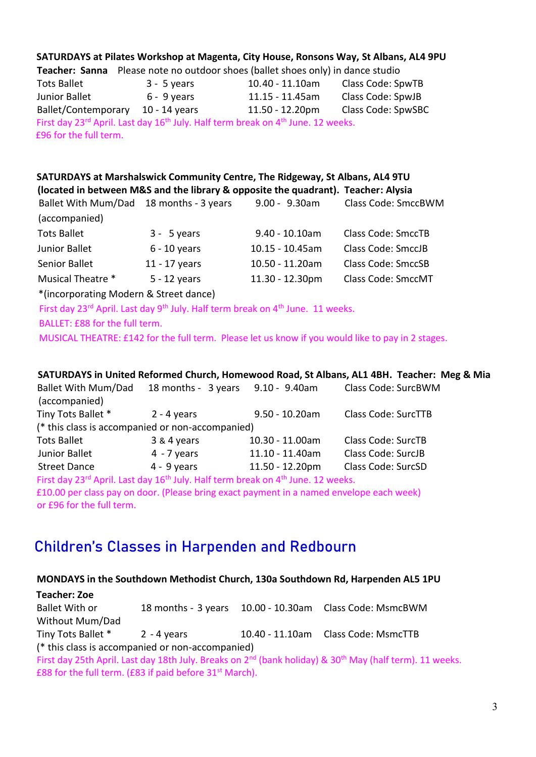**SATURDAYS at Pilates Workshop at Magenta, City House, Ronsons Way, St Albans, AL4 9PU**

**Teacher: Sanna** Please note no outdoor shoes (ballet shoes only) in dance studio

| Class | Age | Time | Class Code |
|---|---|---|---|
| Tots Ballet | 3 - 5 years | 10.40 - 11.10am | Class Code: SpwTB |
| Junior Ballet | 6 - 9 years | 11.15 - 11.45am | Class Code: SpwJB |
| Ballet/Contemporary | 10 - 14 years | 11.50 - 12.20pm | Class Code: SpwSBC |

First day 23rd April. Last day 16th July. Half term break on 4th June. 12 weeks.
£96 for the full term.

**SATURDAYS at Marshalswick Community Centre, The Ridgeway, St Albans, AL4 9TU (located in between M&S and the library & opposite the quadrant). Teacher: Alysia**

| Class | Age | Time | Class Code |
|---|---|---|---|
| Ballet With Mum/Dad (accompanied) | 18 months - 3 years | 9.00 - 9.30am | Class Code: SmccBWM |
| Tots Ballet | 3 - 5 years | 9.40 - 10.10am | Class Code: SmccTB |
| Junior Ballet | 6 - 10 years | 10.15 - 10.45am | Class Code: SmccJB |
| Senior Ballet | 11 - 17 years | 10.50 - 11.20am | Class Code: SmccSB |
| Musical Theatre * | 5 - 12 years | 11.30 - 12.30pm | Class Code: SmccMT |

*(incorporating Modern & Street dance)

First day 23rd April. Last day 9th July. Half term break on 4th June. 11 weeks.
BALLET: £88 for the full term.
MUSICAL THEATRE: £142 for the full term. Please let us know if you would like to pay in 2 stages.

**SATURDAYS in United Reformed Church, Homewood Road, St Albans, AL1 4BH. Teacher: Meg & Mia**

| Class | Age | Time | Class Code |
|---|---|---|---|
| Ballet With Mum/Dad (accompanied) | 18 months - 3 years | 9.10 - 9.40am | Class Code: SurcBWM |
| Tiny Tots Ballet * | 2 - 4 years | 9.50 - 10.20am | Class Code: SurcTTB |
| (* this class is accompanied or non-accompanied) | | | |
| Tots Ballet | 3 & 4 years | 10.30 - 11.00am | Class Code: SurcTB |
| Junior Ballet | 4 - 7 years | 11.10 - 11.40am | Class Code: SurcJB |
| Street Dance | 4 - 9 years | 11.50 - 12.20pm | Class Code: SurcSD |

First day 23rd April. Last day 16th July. Half term break on 4th June. 12 weeks.
£10.00 per class pay on door. (Please bring exact payment in a named envelope each week) or £96 for the full term.

## Children's Classes in Harpenden and Redbourn

**MONDAYS in the Southdown Methodist Church, 130a Southdown Rd, Harpenden AL5 1PU**

**Teacher: Zoe**

| Class | Age | Time | Class Code |
|---|---|---|---|
| Ballet With or Without Mum/Dad | 18 months - 3 years | 10.00 - 10.30am | Class Code: MsmcBWM |
| Tiny Tots Ballet * | 2 - 4 years | 10.40 - 11.10am | Class Code: MsmcTTB |

(* this class is accompanied or non-accompanied)

First day 25th April. Last day 18th July. Breaks on 2nd (bank holiday) & 30th May (half term). 11 weeks.
£88 for the full term. (£83 if paid before 31st March).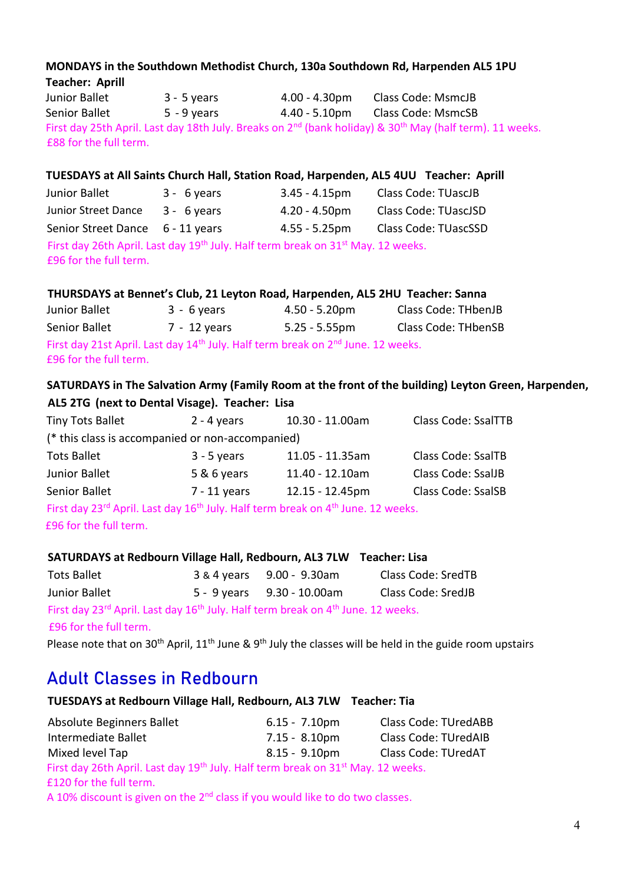**MONDAYS in the Southdown Methodist Church, 130a Southdown Rd, Harpenden AL5 1PU**
**Teacher: Aprill**

| | | | |
|---|---|---|---|
| Junior Ballet | 3 - 5 years | 4.00 - 4.30pm | Class Code: MsmcJB |
| Senior Ballet | 5 - 9 years | 4.40 - 5.10pm | Class Code: MsmcSB |

First day 25th April. Last day 18th July. Breaks on 2nd (bank holiday) & 30th May (half term). 11 weeks.
£88 for the full term.

**TUESDAYS at All Saints Church Hall, Station Road, Harpenden, AL5 4UU Teacher: Aprill**

| | | | |
|---|---|---|---|
| Junior Ballet | 3 - 6 years | 3.45 - 4.15pm | Class Code: TUascJB |
| Junior Street Dance | 3 - 6 years | 4.20 - 4.50pm | Class Code: TUascJSD |
| Senior Street Dance | 6 - 11 years | 4.55 - 5.25pm | Class Code: TUascSSD |

First day 26th April. Last day 19th July. Half term break on 31st May. 12 weeks.
£96 for the full term.

**THURSDAYS at Bennet's Club, 21 Leyton Road, Harpenden, AL5 2HU Teacher: Sanna**

| | | | |
|---|---|---|---|
| Junior Ballet | 3 - 6 years | 4.50 - 5.20pm | Class Code: THbenJB |
| Senior Ballet | 7 - 12 years | 5.25 - 5.55pm | Class Code: THbenSB |

First day 21st April. Last day 14th July. Half term break on 2nd June. 12 weeks.
£96 for the full term.

**SATURDAYS in The Salvation Army (Family Room at the front of the building) Leyton Green, Harpenden, AL5 2TG (next to Dental Visage). Teacher: Lisa**

| | | | |
|---|---|---|---|
| Tiny Tots Ballet | 2 - 4 years | 10.30 - 11.00am | Class Code: SsalTTB |
| (* this class is accompanied or non-accompanied) | | | |
| Tots Ballet | 3 - 5 years | 11.05 - 11.35am | Class Code: SsalTB |
| Junior Ballet | 5 & 6 years | 11.40 - 12.10am | Class Code: SsalJB |
| Senior Ballet | 7 - 11 years | 12.15 - 12.45pm | Class Code: SsalSB |

First day 23rd April. Last day 16th July. Half term break on 4th June. 12 weeks.
£96 for the full term.

**SATURDAYS at Redbourn Village Hall, Redbourn, AL3 7LW Teacher: Lisa**

| | | | |
|---|---|---|---|
| Tots Ballet | 3 & 4 years | 9.00 - 9.30am | Class Code: SredTB |
| Junior Ballet | 5 - 9 years | 9.30 - 10.00am | Class Code: SredJB |

First day 23rd April. Last day 16th July. Half term break on 4th June. 12 weeks.
£96 for the full term.

Please note that on 30th April, 11th June & 9th July the classes will be held in the guide room upstairs

## Adult Classes in Redbourn

**TUESDAYS at Redbourn Village Hall, Redbourn, AL3 7LW Teacher: Tia**

| | | |
|---|---|---|
| Absolute Beginners Ballet | 6.15 - 7.10pm | Class Code: TUredABB |
| Intermediate Ballet | 7.15 - 8.10pm | Class Code: TUredAIB |
| Mixed level Tap | 8.15 - 9.10pm | Class Code: TUredAT |

First day 26th April. Last day 19th July. Half term break on 31st May. 12 weeks.
£120 for the full term.
A 10% discount is given on the 2nd class if you would like to do two classes.